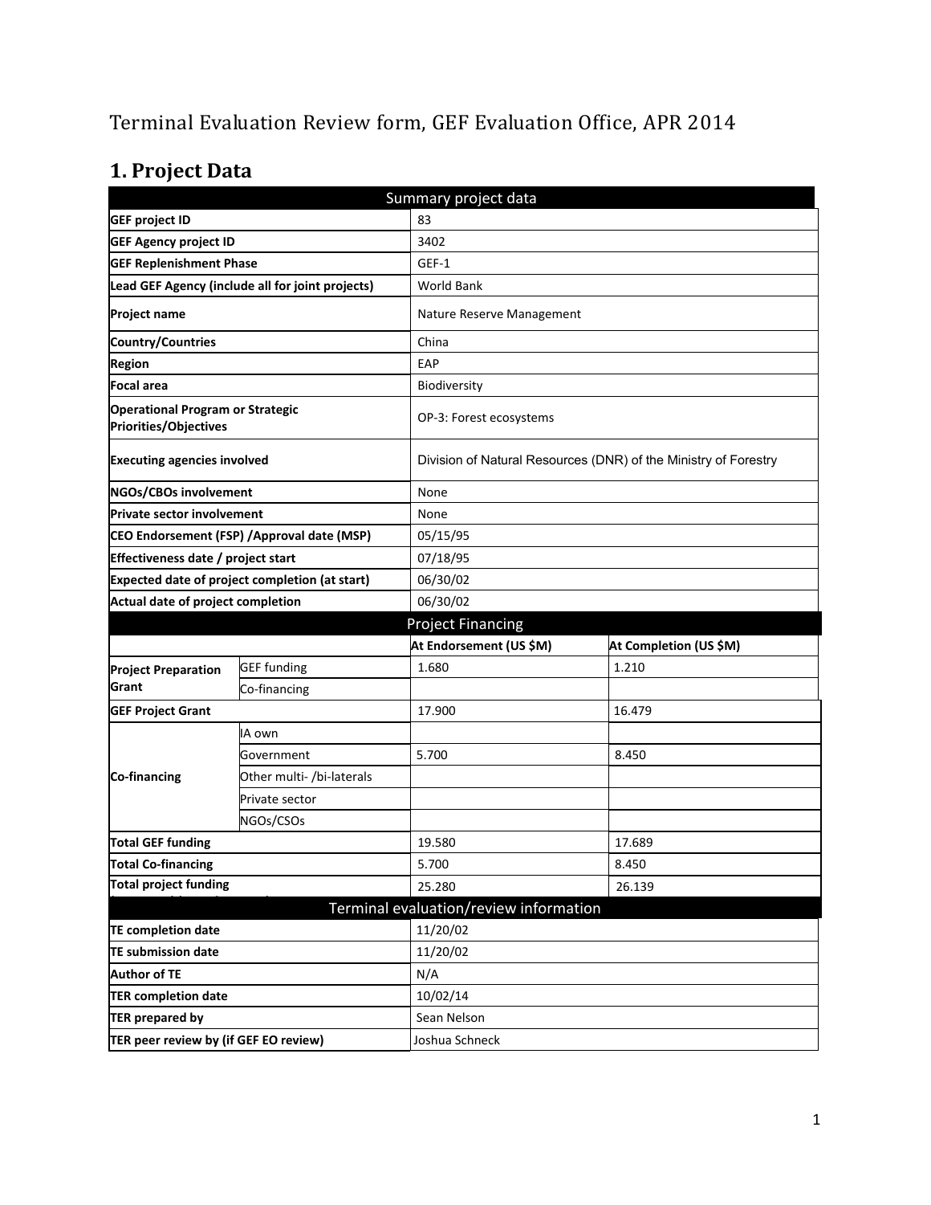Terminal Evaluation Review form, GEF Evaluation Office, APR 2014

# 1. Project Data

| Summary project data | | | |
|---|---|---|---|
| **GEF project ID** | | 83 | |
| **GEF Agency project ID** | | 3402 | |
| **GEF Replenishment Phase** | | GEF-1 | |
| **Lead GEF Agency (include all for joint projects)** | | World Bank | |
| **Project name** | | Nature Reserve Management | |
| **Country/Countries** | | China | |
| **Region** | | EAP | |
| **Focal area** | | Biodiversity | |
| **Operational Program or Strategic Priorities/Objectives** | | OP-3: Forest ecosystems | |
| **Executing agencies involved** | | Division of Natural Resources (DNR) of the Ministry of Forestry | |
| **NGOs/CBOs involvement** | | None | |
| **Private sector involvement** | | None | |
| **CEO Endorsement (FSP) /Approval date (MSP)** | | 05/15/95 | |
| **Effectiveness date / project start** | | 07/18/95 | |
| **Expected date of project completion (at start)** | | 06/30/02 | |
| **Actual date of project completion** | | 06/30/02 | |
| **Project Financing** | | | |
| | | **At Endorsement (US $M)** | **At Completion (US $M)** |
| **Project Preparation Grant** | GEF funding | 1.680 | 1.210 |
| | Co-financing | | |
| **GEF Project Grant** | | 17.900 | 16.479 |
| **Co-financing** | IA own | | |
| | Government | 5.700 | 8.450 |
| | Other multi- /bi-laterals | | |
| | Private sector | | |
| | NGOs/CSOs | | |
| **Total GEF funding** | | 19.580 | 17.689 |
| **Total Co-financing** | | 5.700 | 8.450 |
| **Total project funding** | | 25.280 | 26.139 |
| **Terminal evaluation/review information** | | | |
| **TE completion date** | | 11/20/02 | |
| **TE submission date** | | 11/20/02 | |
| **Author of TE** | | N/A | |
| **TER completion date** | | 10/02/14 | |
| **TER prepared by** | | Sean Nelson | |
| **TER peer review by (if GEF EO review)** | | Joshua Schneck | |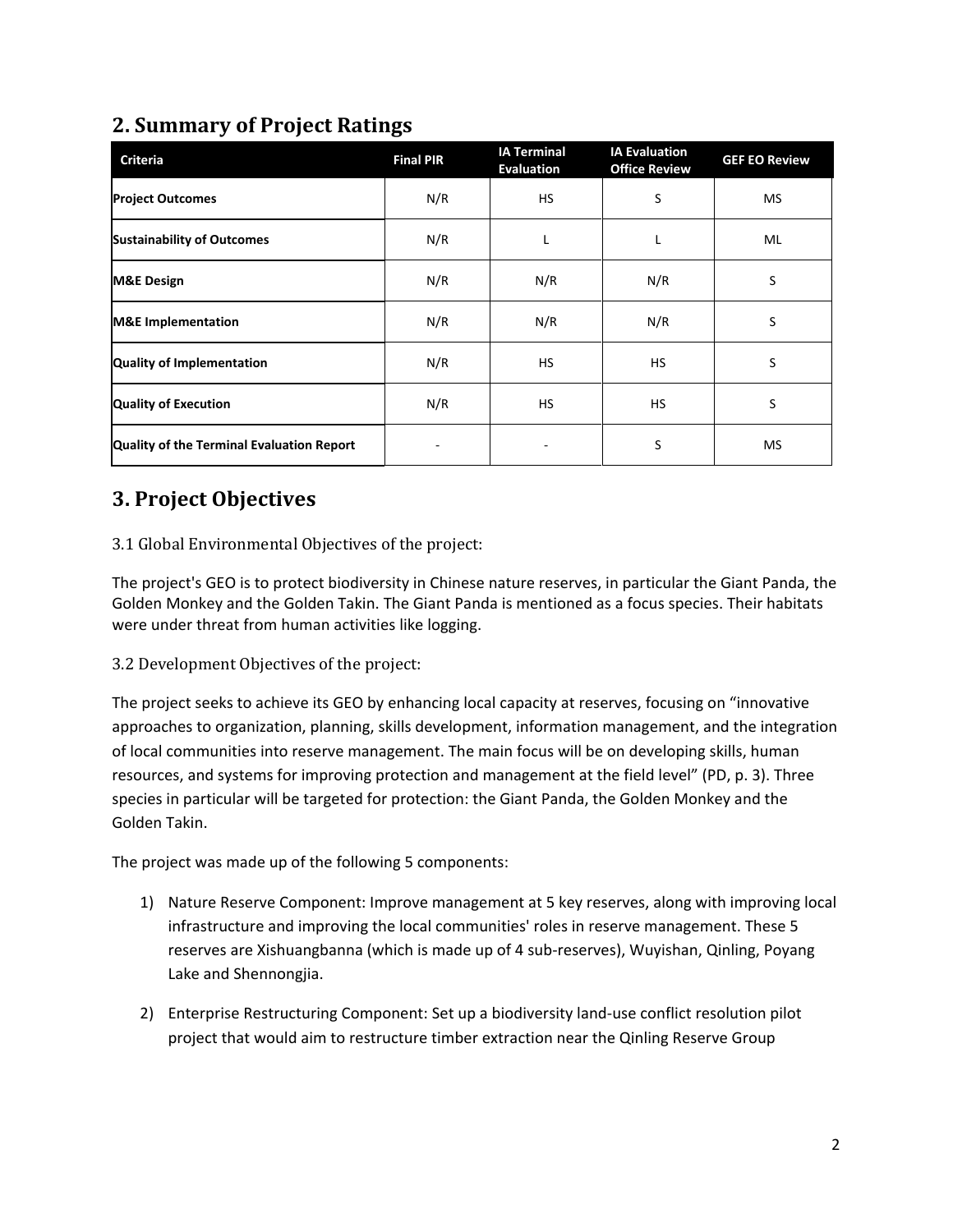## 2. Summary of Project Ratings

| Criteria | Final PIR | IA Terminal Evaluation | IA Evaluation Office Review | GEF EO Review |
|---|---|---|---|---|
| **Project Outcomes** | N/R | HS | S | MS |
| **Sustainability of Outcomes** | N/R | L | L | ML |
| **M&E Design** | N/R | N/R | N/R | S |
| **M&E Implementation** | N/R | N/R | N/R | S |
| **Quality of Implementation** | N/R | HS | HS | S |
| **Quality of Execution** | N/R | HS | HS | S |
| **Quality of the Terminal Evaluation Report** | - | - | S | MS |

## 3. Project Objectives

### 3.1 Global Environmental Objectives of the project:

The project's GEO is to protect biodiversity in Chinese nature reserves, in particular the Giant Panda, the Golden Monkey and the Golden Takin. The Giant Panda is mentioned as a focus species. Their habitats were under threat from human activities like logging.

### 3.2 Development Objectives of the project:

The project seeks to achieve its GEO by enhancing local capacity at reserves, focusing on "innovative approaches to organization, planning, skills development, information management, and the integration of local communities into reserve management. The main focus will be on developing skills, human resources, and systems for improving protection and management at the field level" (PD, p. 3). Three species in particular will be targeted for protection: the Giant Panda, the Golden Monkey and the Golden Takin.

The project was made up of the following 5 components:

1) Nature Reserve Component: Improve management at 5 key reserves, along with improving local infrastructure and improving the local communities' roles in reserve management. These 5 reserves are Xishuangbanna (which is made up of 4 sub-reserves), Wuyishan, Qinling, Poyang Lake and Shennongjia.
2) Enterprise Restructuring Component: Set up a biodiversity land-use conflict resolution pilot project that would aim to restructure timber extraction near the Qinling Reserve Group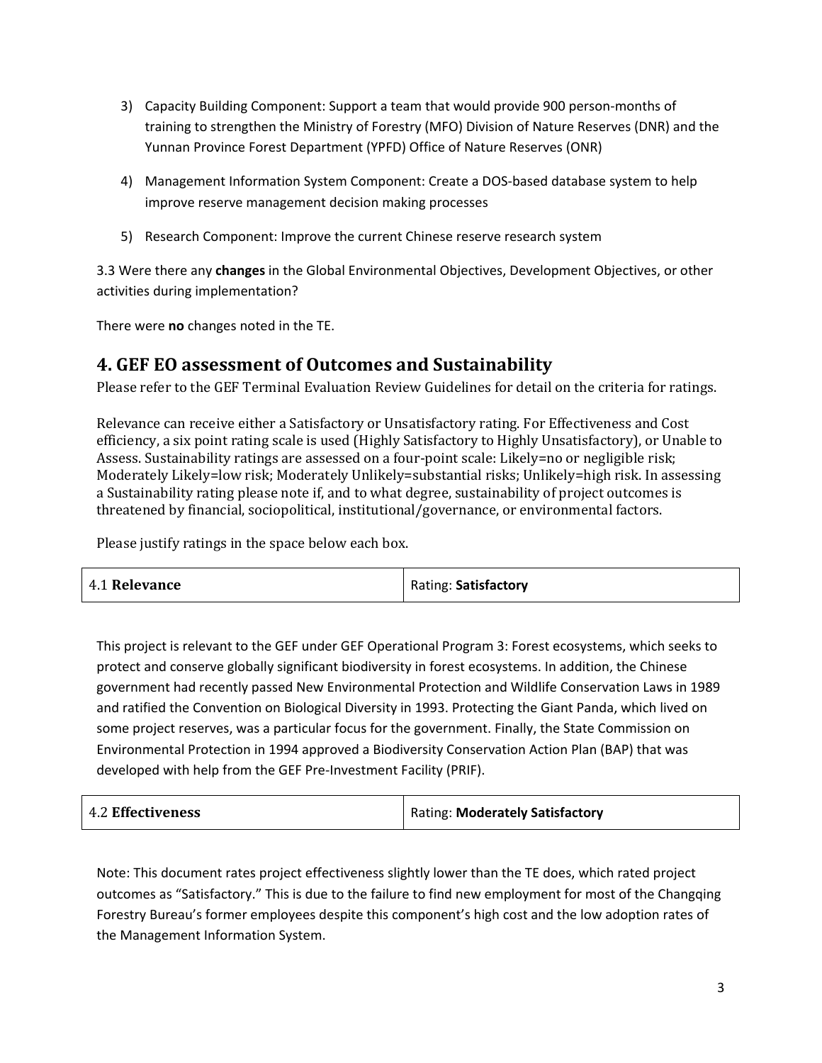3) Capacity Building Component: Support a team that would provide 900 person-months of training to strengthen the Ministry of Forestry (MFO) Division of Nature Reserves (DNR) and the Yunnan Province Forest Department (YPFD) Office of Nature Reserves (ONR)

4) Management Information System Component: Create a DOS-based database system to help improve reserve management decision making processes

5) Research Component: Improve the current Chinese reserve research system

3.3 Were there any **changes** in the Global Environmental Objectives, Development Objectives, or other activities during implementation?

There were **no** changes noted in the TE.

## 4. GEF EO assessment of Outcomes and Sustainability

Please refer to the GEF Terminal Evaluation Review Guidelines for detail on the criteria for ratings.

Relevance can receive either a Satisfactory or Unsatisfactory rating. For Effectiveness and Cost efficiency, a six point rating scale is used (Highly Satisfactory to Highly Unsatisfactory), or Unable to Assess. Sustainability ratings are assessed on a four-point scale: Likely=no or negligible risk; Moderately Likely=low risk; Moderately Unlikely=substantial risks; Unlikely=high risk. In assessing a Sustainability rating please note if, and to what degree, sustainability of project outcomes is threatened by financial, sociopolitical, institutional/governance, or environmental factors.

Please justify ratings in the space below each box.

| 4.1 **Relevance** | Rating: **Satisfactory** |
|---|---|

This project is relevant to the GEF under GEF Operational Program 3: Forest ecosystems, which seeks to protect and conserve globally significant biodiversity in forest ecosystems. In addition, the Chinese government had recently passed New Environmental Protection and Wildlife Conservation Laws in 1989 and ratified the Convention on Biological Diversity in 1993. Protecting the Giant Panda, which lived on some project reserves, was a particular focus for the government. Finally, the State Commission on Environmental Protection in 1994 approved a Biodiversity Conservation Action Plan (BAP) that was developed with help from the GEF Pre-Investment Facility (PRIF).

| 4.2 **Effectiveness** | Rating: **Moderately Satisfactory** |
|---|---|

Note: This document rates project effectiveness slightly lower than the TE does, which rated project outcomes as "Satisfactory." This is due to the failure to find new employment for most of the Changqing Forestry Bureau's former employees despite this component's high cost and the low adoption rates of the Management Information System.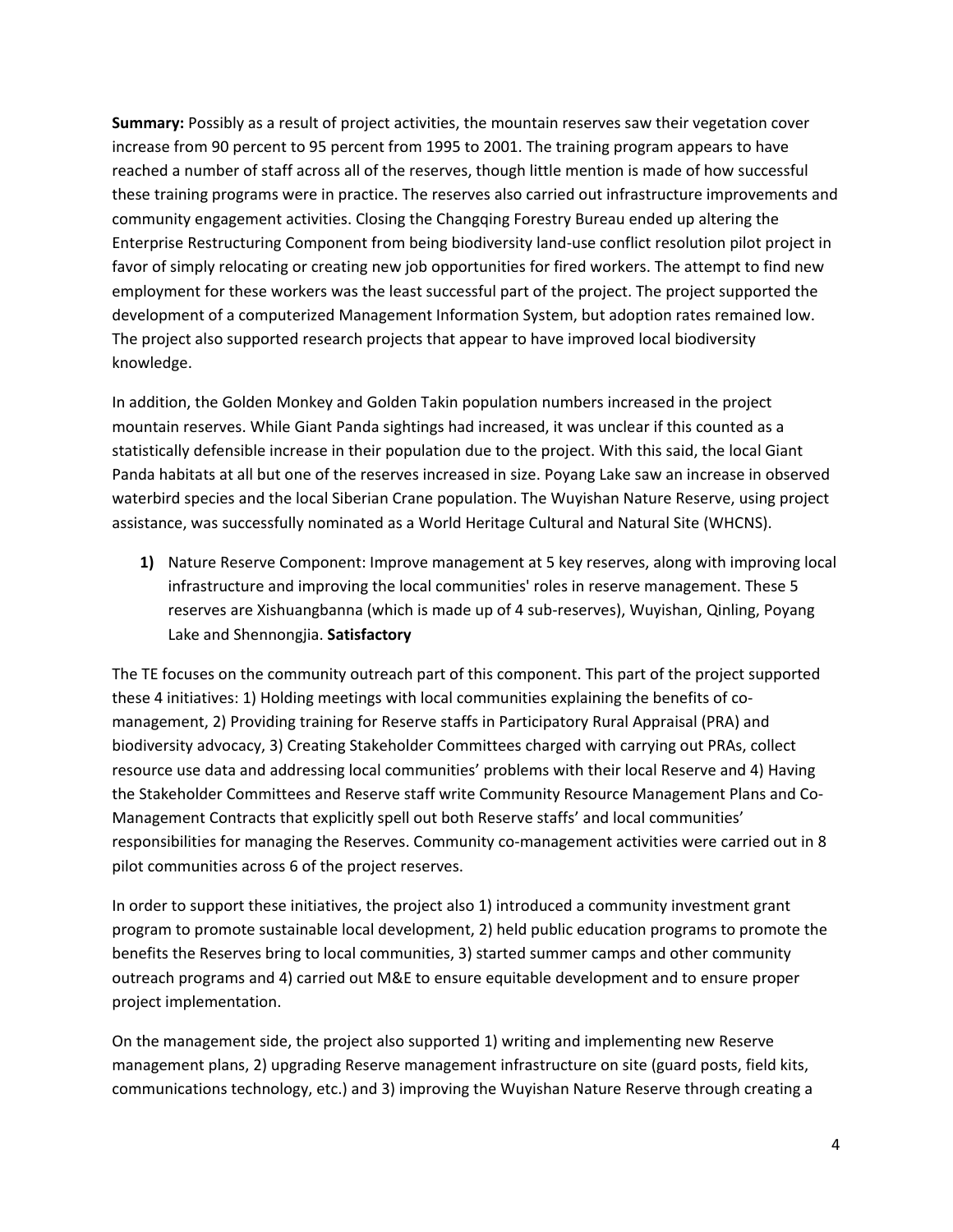**Summary:** Possibly as a result of project activities, the mountain reserves saw their vegetation cover increase from 90 percent to 95 percent from 1995 to 2001. The training program appears to have reached a number of staff across all of the reserves, though little mention is made of how successful these training programs were in practice. The reserves also carried out infrastructure improvements and community engagement activities. Closing the Changqing Forestry Bureau ended up altering the Enterprise Restructuring Component from being biodiversity land-use conflict resolution pilot project in favor of simply relocating or creating new job opportunities for fired workers. The attempt to find new employment for these workers was the least successful part of the project. The project supported the development of a computerized Management Information System, but adoption rates remained low. The project also supported research projects that appear to have improved local biodiversity knowledge.

In addition, the Golden Monkey and Golden Takin population numbers increased in the project mountain reserves. While Giant Panda sightings had increased, it was unclear if this counted as a statistically defensible increase in their population due to the project. With this said, the local Giant Panda habitats at all but one of the reserves increased in size. Poyang Lake saw an increase in observed waterbird species and the local Siberian Crane population. The Wuyishan Nature Reserve, using project assistance, was successfully nominated as a World Heritage Cultural and Natural Site (WHCNS).

1) Nature Reserve Component: Improve management at 5 key reserves, along with improving local infrastructure and improving the local communities' roles in reserve management. These 5 reserves are Xishuangbanna (which is made up of 4 sub-reserves), Wuyishan, Qinling, Poyang Lake and Shennongjia. **Satisfactory**

The TE focuses on the community outreach part of this component. This part of the project supported these 4 initiatives: 1) Holding meetings with local communities explaining the benefits of co-management, 2) Providing training for Reserve staffs in Participatory Rural Appraisal (PRA) and biodiversity advocacy, 3) Creating Stakeholder Committees charged with carrying out PRAs, collect resource use data and addressing local communities' problems with their local Reserve and 4) Having the Stakeholder Committees and Reserve staff write Community Resource Management Plans and Co-Management Contracts that explicitly spell out both Reserve staffs' and local communities' responsibilities for managing the Reserves. Community co-management activities were carried out in 8 pilot communities across 6 of the project reserves.

In order to support these initiatives, the project also 1) introduced a community investment grant program to promote sustainable local development, 2) held public education programs to promote the benefits the Reserves bring to local communities, 3) started summer camps and other community outreach programs and 4) carried out M&E to ensure equitable development and to ensure proper project implementation.

On the management side, the project also supported 1) writing and implementing new Reserve management plans, 2) upgrading Reserve management infrastructure on site (guard posts, field kits, communications technology, etc.) and 3) improving the Wuyishan Nature Reserve through creating a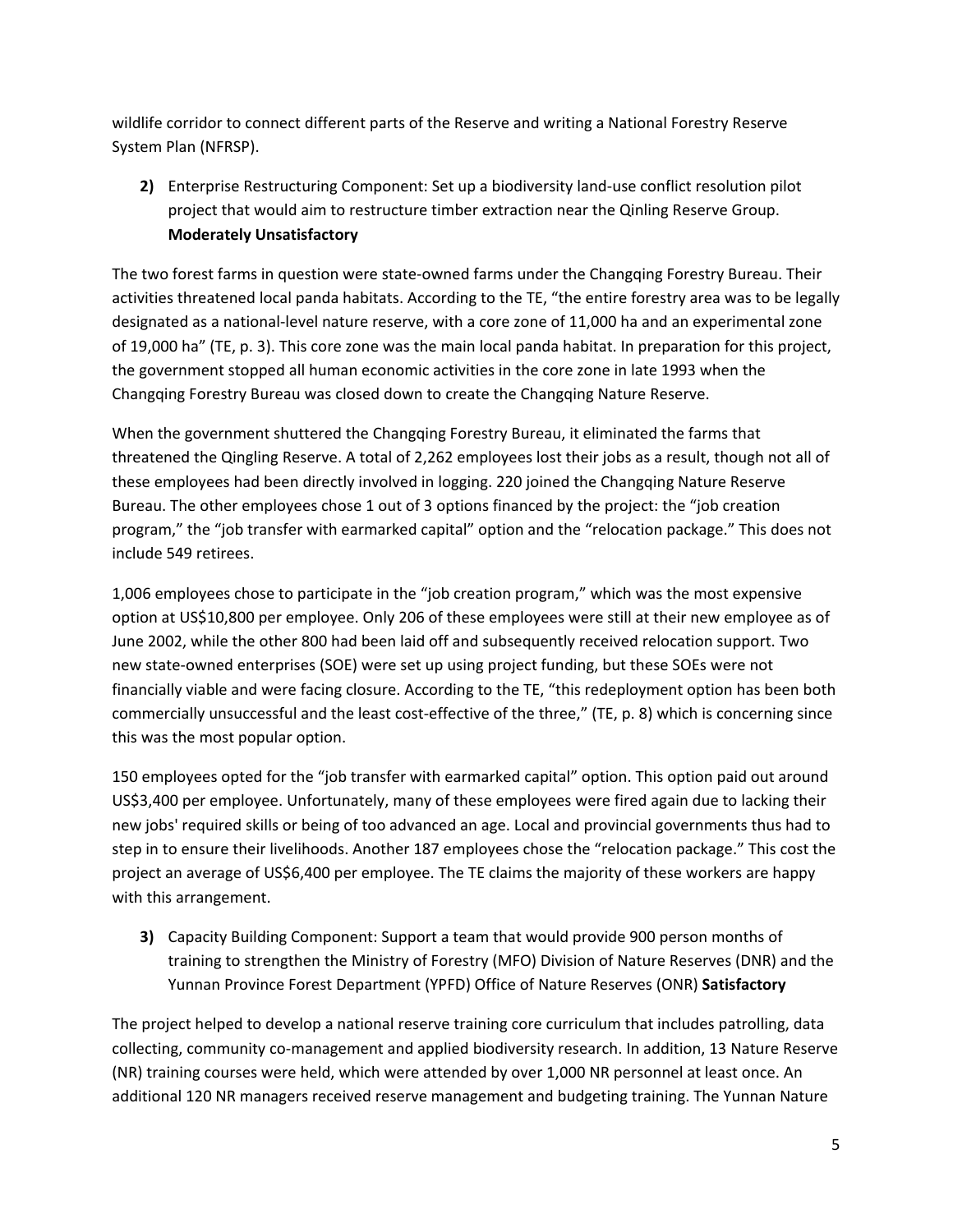wildlife corridor to connect different parts of the Reserve and writing a National Forestry Reserve System Plan (NFRSP).

**2)** Enterprise Restructuring Component: Set up a biodiversity land-use conflict resolution pilot project that would aim to restructure timber extraction near the Qinling Reserve Group. **Moderately Unsatisfactory**

The two forest farms in question were state-owned farms under the Changqing Forestry Bureau. Their activities threatened local panda habitats. According to the TE, "the entire forestry area was to be legally designated as a national-level nature reserve, with a core zone of 11,000 ha and an experimental zone of 19,000 ha" (TE, p. 3). This core zone was the main local panda habitat. In preparation for this project, the government stopped all human economic activities in the core zone in late 1993 when the Changqing Forestry Bureau was closed down to create the Changqing Nature Reserve.

When the government shuttered the Changqing Forestry Bureau, it eliminated the farms that threatened the Qingling Reserve. A total of 2,262 employees lost their jobs as a result, though not all of these employees had been directly involved in logging. 220 joined the Changqing Nature Reserve Bureau. The other employees chose 1 out of 3 options financed by the project: the "job creation program," the "job transfer with earmarked capital" option and the "relocation package." This does not include 549 retirees.

1,006 employees chose to participate in the "job creation program," which was the most expensive option at US$10,800 per employee. Only 206 of these employees were still at their new employee as of June 2002, while the other 800 had been laid off and subsequently received relocation support. Two new state-owned enterprises (SOE) were set up using project funding, but these SOEs were not financially viable and were facing closure. According to the TE, "this redeployment option has been both commercially unsuccessful and the least cost-effective of the three," (TE, p. 8) which is concerning since this was the most popular option.

150 employees opted for the "job transfer with earmarked capital" option. This option paid out around US$3,400 per employee. Unfortunately, many of these employees were fired again due to lacking their new jobs' required skills or being of too advanced an age. Local and provincial governments thus had to step in to ensure their livelihoods. Another 187 employees chose the "relocation package." This cost the project an average of US$6,400 per employee. The TE claims the majority of these workers are happy with this arrangement.

**3)** Capacity Building Component: Support a team that would provide 900 person months of training to strengthen the Ministry of Forestry (MFO) Division of Nature Reserves (DNR) and the Yunnan Province Forest Department (YPFD) Office of Nature Reserves (ONR) **Satisfactory**

The project helped to develop a national reserve training core curriculum that includes patrolling, data collecting, community co-management and applied biodiversity research. In addition, 13 Nature Reserve (NR) training courses were held, which were attended by over 1,000 NR personnel at least once. An additional 120 NR managers received reserve management and budgeting training. The Yunnan Nature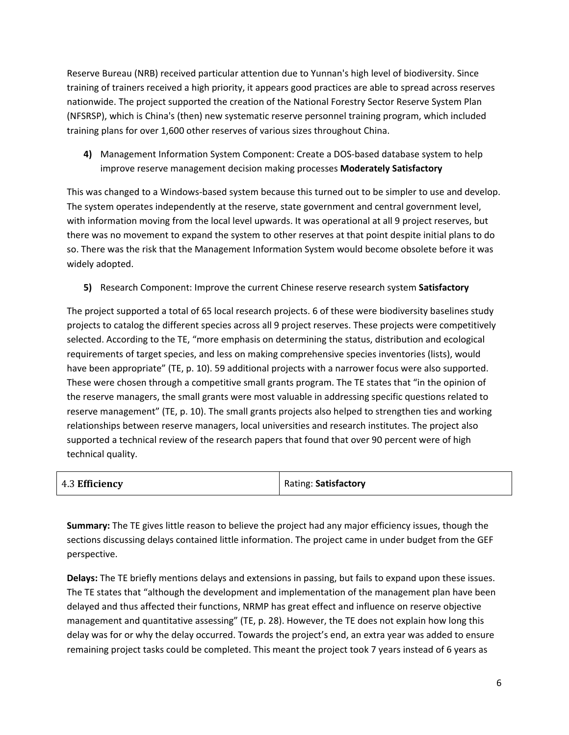Reserve Bureau (NRB) received particular attention due to Yunnan's high level of biodiversity. Since training of trainers received a high priority, it appears good practices are able to spread across reserves nationwide. The project supported the creation of the National Forestry Sector Reserve System Plan (NFSRSP), which is China's (then) new systematic reserve personnel training program, which included training plans for over 1,600 other reserves of various sizes throughout China.

**4)** Management Information System Component: Create a DOS-based database system to help improve reserve management decision making processes **Moderately Satisfactory**

This was changed to a Windows-based system because this turned out to be simpler to use and develop. The system operates independently at the reserve, state government and central government level, with information moving from the local level upwards. It was operational at all 9 project reserves, but there was no movement to expand the system to other reserves at that point despite initial plans to do so. There was the risk that the Management Information System would become obsolete before it was widely adopted.

**5)** Research Component: Improve the current Chinese reserve research system **Satisfactory**

The project supported a total of 65 local research projects. 6 of these were biodiversity baselines study projects to catalog the different species across all 9 project reserves. These projects were competitively selected. According to the TE, "more emphasis on determining the status, distribution and ecological requirements of target species, and less on making comprehensive species inventories (lists), would have been appropriate" (TE, p. 10). 59 additional projects with a narrower focus were also supported. These were chosen through a competitive small grants program. The TE states that "in the opinion of the reserve managers, the small grants were most valuable in addressing specific questions related to reserve management" (TE, p. 10). The small grants projects also helped to strengthen ties and working relationships between reserve managers, local universities and research institutes. The project also supported a technical review of the research papers that found that over 90 percent were of high technical quality.

| 4.3 **Efficiency** | Rating: **Satisfactory** |
|---|---|

**Summary:** The TE gives little reason to believe the project had any major efficiency issues, though the sections discussing delays contained little information. The project came in under budget from the GEF perspective.

**Delays:** The TE briefly mentions delays and extensions in passing, but fails to expand upon these issues. The TE states that "although the development and implementation of the management plan have been delayed and thus affected their functions, NRMP has great effect and influence on reserve objective management and quantitative assessing" (TE, p. 28). However, the TE does not explain how long this delay was for or why the delay occurred. Towards the project's end, an extra year was added to ensure remaining project tasks could be completed. This meant the project took 7 years instead of 6 years as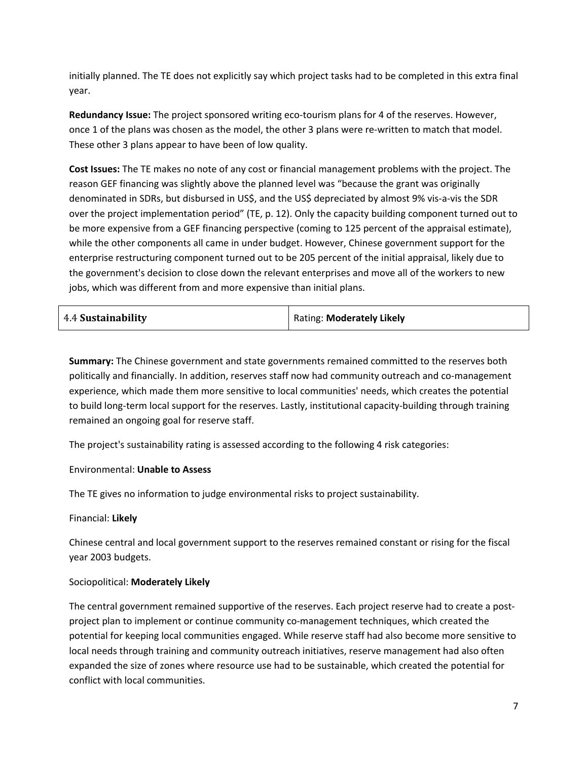initially planned. The TE does not explicitly say which project tasks had to be completed in this extra final year.

**Redundancy Issue:** The project sponsored writing eco-tourism plans for 4 of the reserves. However, once 1 of the plans was chosen as the model, the other 3 plans were re-written to match that model. These other 3 plans appear to have been of low quality.

**Cost Issues:** The TE makes no note of any cost or financial management problems with the project. The reason GEF financing was slightly above the planned level was "because the grant was originally denominated in SDRs, but disbursed in US$, and the US$ depreciated by almost 9% vis-a-vis the SDR over the project implementation period" (TE, p. 12). Only the capacity building component turned out to be more expensive from a GEF financing perspective (coming to 125 percent of the appraisal estimate), while the other components all came in under budget. However, Chinese government support for the enterprise restructuring component turned out to be 205 percent of the initial appraisal, likely due to the government's decision to close down the relevant enterprises and move all of the workers to new jobs, which was different from and more expensive than initial plans.

| 4.4 **Sustainability** | Rating: **Moderately Likely** |
|---|---|

**Summary:** The Chinese government and state governments remained committed to the reserves both politically and financially. In addition, reserves staff now had community outreach and co-management experience, which made them more sensitive to local communities' needs, which creates the potential to build long-term local support for the reserves. Lastly, institutional capacity-building through training remained an ongoing goal for reserve staff.

The project's sustainability rating is assessed according to the following 4 risk categories:

Environmental: **Unable to Assess**

The TE gives no information to judge environmental risks to project sustainability.

Financial: **Likely**

Chinese central and local government support to the reserves remained constant or rising for the fiscal year 2003 budgets.

Sociopolitical: **Moderately Likely**

The central government remained supportive of the reserves. Each project reserve had to create a post-project plan to implement or continue community co-management techniques, which created the potential for keeping local communities engaged. While reserve staff had also become more sensitive to local needs through training and community outreach initiatives, reserve management had also often expanded the size of zones where resource use had to be sustainable, which created the potential for conflict with local communities.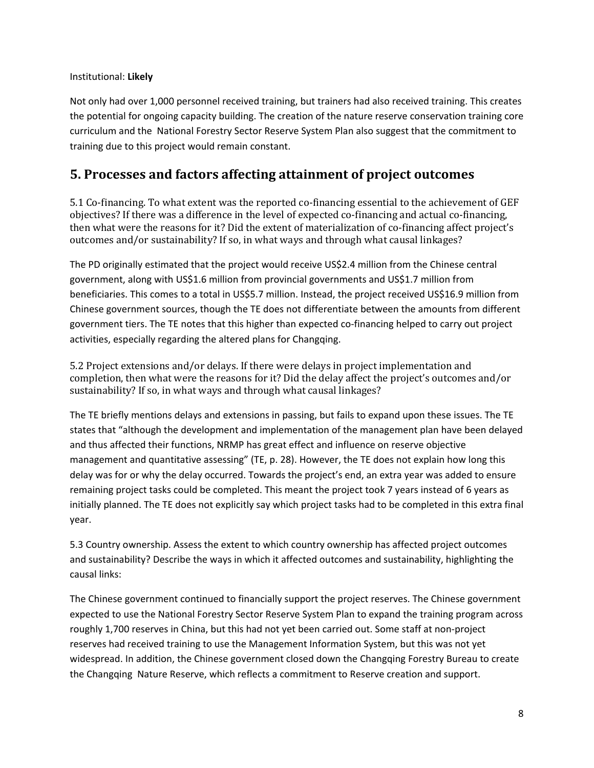Institutional: **Likely**

Not only had over 1,000 personnel received training, but trainers had also received training. This creates the potential for ongoing capacity building. The creation of the nature reserve conservation training core curriculum and the National Forestry Sector Reserve System Plan also suggest that the commitment to training due to this project would remain constant.

## 5. Processes and factors affecting attainment of project outcomes

5.1 Co-financing. To what extent was the reported co-financing essential to the achievement of GEF objectives? If there was a difference in the level of expected co-financing and actual co-financing, then what were the reasons for it? Did the extent of materialization of co-financing affect project's outcomes and/or sustainability? If so, in what ways and through what causal linkages?

The PD originally estimated that the project would receive US$2.4 million from the Chinese central government, along with US$1.6 million from provincial governments and US$1.7 million from beneficiaries. This comes to a total in US$5.7 million. Instead, the project received US$16.9 million from Chinese government sources, though the TE does not differentiate between the amounts from different government tiers. The TE notes that this higher than expected co-financing helped to carry out project activities, especially regarding the altered plans for Changqing.

5.2 Project extensions and/or delays. If there were delays in project implementation and completion, then what were the reasons for it? Did the delay affect the project's outcomes and/or sustainability? If so, in what ways and through what causal linkages?

The TE briefly mentions delays and extensions in passing, but fails to expand upon these issues. The TE states that "although the development and implementation of the management plan have been delayed and thus affected their functions, NRMP has great effect and influence on reserve objective management and quantitative assessing" (TE, p. 28). However, the TE does not explain how long this delay was for or why the delay occurred. Towards the project's end, an extra year was added to ensure remaining project tasks could be completed. This meant the project took 7 years instead of 6 years as initially planned. The TE does not explicitly say which project tasks had to be completed in this extra final year.

5.3 Country ownership. Assess the extent to which country ownership has affected project outcomes and sustainability? Describe the ways in which it affected outcomes and sustainability, highlighting the causal links:

The Chinese government continued to financially support the project reserves. The Chinese government expected to use the National Forestry Sector Reserve System Plan to expand the training program across roughly 1,700 reserves in China, but this had not yet been carried out. Some staff at non-project reserves had received training to use the Management Information System, but this was not yet widespread. In addition, the Chinese government closed down the Changqing Forestry Bureau to create the Changqing Nature Reserve, which reflects a commitment to Reserve creation and support.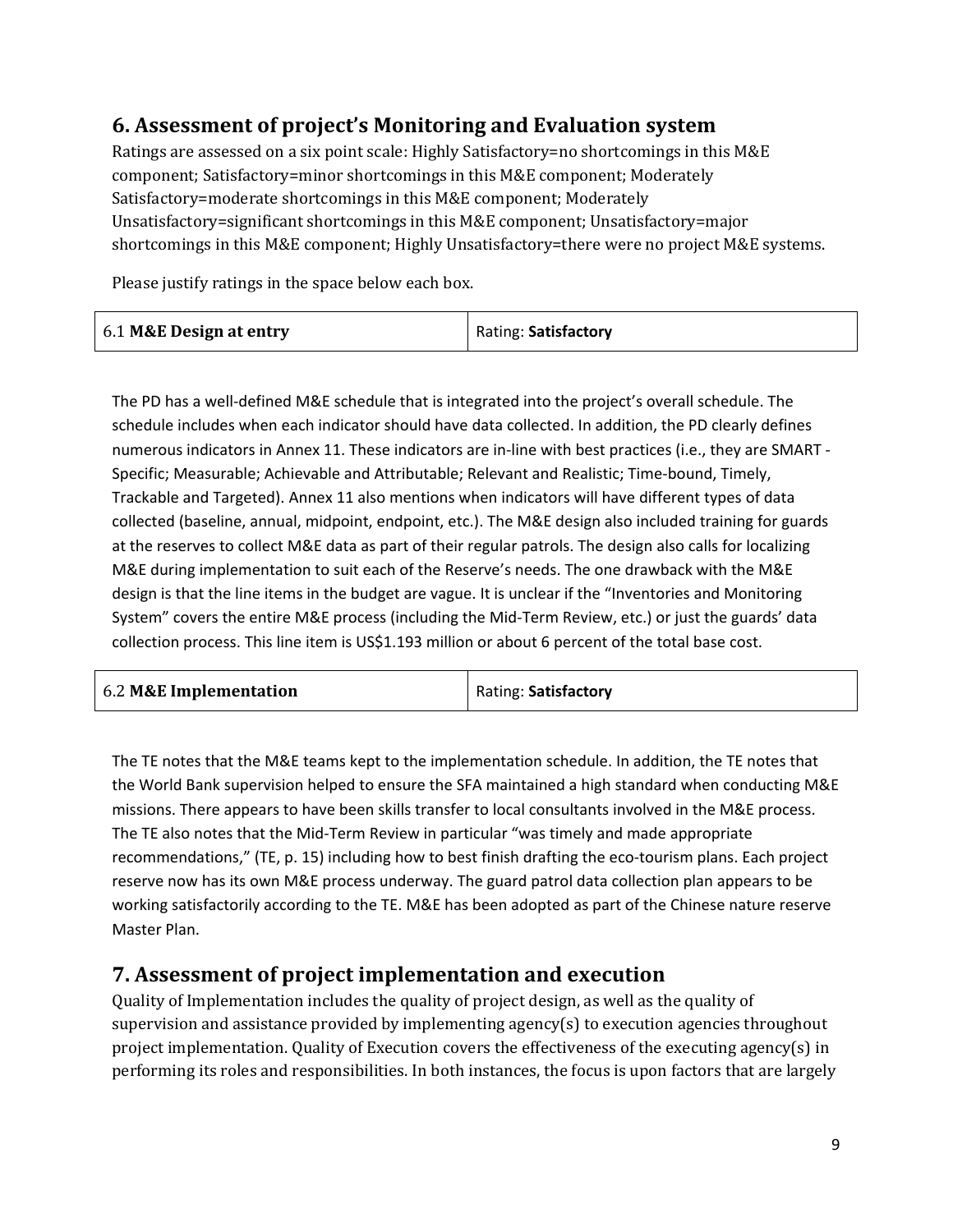## 6. Assessment of project's Monitoring and Evaluation system

Ratings are assessed on a six point scale: Highly Satisfactory=no shortcomings in this M&E component; Satisfactory=minor shortcomings in this M&E component; Moderately Satisfactory=moderate shortcomings in this M&E component; Moderately Unsatisfactory=significant shortcomings in this M&E component; Unsatisfactory=major shortcomings in this M&E component; Highly Unsatisfactory=there were no project M&E systems.

Please justify ratings in the space below each box.

| 6.1 **M&E Design at entry** | Rating: **Satisfactory** |
|---|---|

The PD has a well-defined M&E schedule that is integrated into the project's overall schedule. The schedule includes when each indicator should have data collected. In addition, the PD clearly defines numerous indicators in Annex 11. These indicators are in-line with best practices (i.e., they are SMART - Specific; Measurable; Achievable and Attributable; Relevant and Realistic; Time-bound, Timely, Trackable and Targeted). Annex 11 also mentions when indicators will have different types of data collected (baseline, annual, midpoint, endpoint, etc.). The M&E design also included training for guards at the reserves to collect M&E data as part of their regular patrols. The design also calls for localizing M&E during implementation to suit each of the Reserve's needs. The one drawback with the M&E design is that the line items in the budget are vague. It is unclear if the "Inventories and Monitoring System" covers the entire M&E process (including the Mid-Term Review, etc.) or just the guards' data collection process. This line item is US$1.193 million or about 6 percent of the total base cost.

| 6.2 **M&E Implementation** | Rating: **Satisfactory** |
|---|---|

The TE notes that the M&E teams kept to the implementation schedule. In addition, the TE notes that the World Bank supervision helped to ensure the SFA maintained a high standard when conducting M&E missions. There appears to have been skills transfer to local consultants involved in the M&E process. The TE also notes that the Mid-Term Review in particular "was timely and made appropriate recommendations," (TE, p. 15) including how to best finish drafting the eco-tourism plans. Each project reserve now has its own M&E process underway. The guard patrol data collection plan appears to be working satisfactorily according to the TE. M&E has been adopted as part of the Chinese nature reserve Master Plan.

## 7. Assessment of project implementation and execution

Quality of Implementation includes the quality of project design, as well as the quality of supervision and assistance provided by implementing agency(s) to execution agencies throughout project implementation. Quality of Execution covers the effectiveness of the executing agency(s) in performing its roles and responsibilities. In both instances, the focus is upon factors that are largely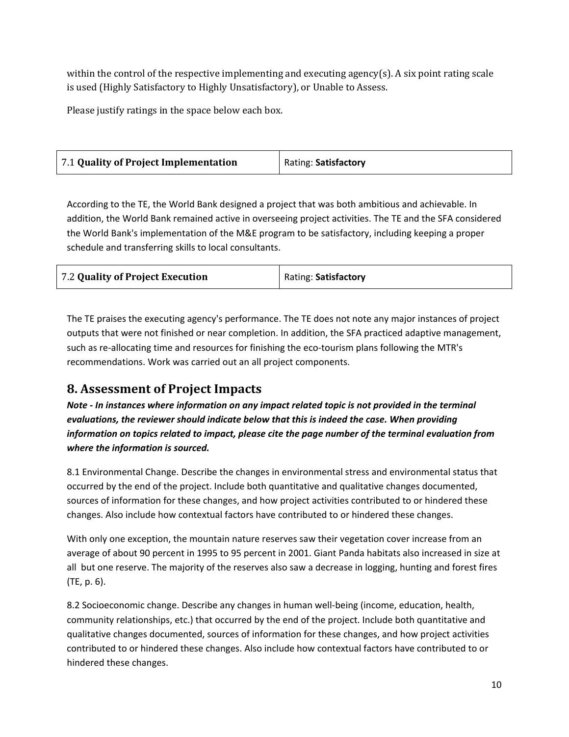within the control of the respective implementing and executing agency(s). A six point rating scale is used (Highly Satisfactory to Highly Unsatisfactory), or Unable to Assess.

Please justify ratings in the space below each box.

| 7.1 **Quality of Project Implementation** | Rating: **Satisfactory** |
|---|---|

According to the TE, the World Bank designed a project that was both ambitious and achievable. In addition, the World Bank remained active in overseeing project activities. The TE and the SFA considered the World Bank's implementation of the M&E program to be satisfactory, including keeping a proper schedule and transferring skills to local consultants.

| 7.2 **Quality of Project Execution** | Rating: **Satisfactory** |
|---|---|

The TE praises the executing agency's performance. The TE does not note any major instances of project outputs that were not finished or near completion. In addition, the SFA practiced adaptive management, such as re-allocating time and resources for finishing the eco-tourism plans following the MTR's recommendations. Work was carried out an all project components.

## 8. Assessment of Project Impacts

***Note - In instances where information on any impact related topic is not provided in the terminal evaluations, the reviewer should indicate below that this is indeed the case. When providing information on topics related to impact, please cite the page number of the terminal evaluation from where the information is sourced.***

8.1 Environmental Change. Describe the changes in environmental stress and environmental status that occurred by the end of the project. Include both quantitative and qualitative changes documented, sources of information for these changes, and how project activities contributed to or hindered these changes. Also include how contextual factors have contributed to or hindered these changes.

With only one exception, the mountain nature reserves saw their vegetation cover increase from an average of about 90 percent in 1995 to 95 percent in 2001. Giant Panda habitats also increased in size at all but one reserve. The majority of the reserves also saw a decrease in logging, hunting and forest fires (TE, p. 6).

8.2 Socioeconomic change. Describe any changes in human well-being (income, education, health, community relationships, etc.) that occurred by the end of the project. Include both quantitative and qualitative changes documented, sources of information for these changes, and how project activities contributed to or hindered these changes. Also include how contextual factors have contributed to or hindered these changes.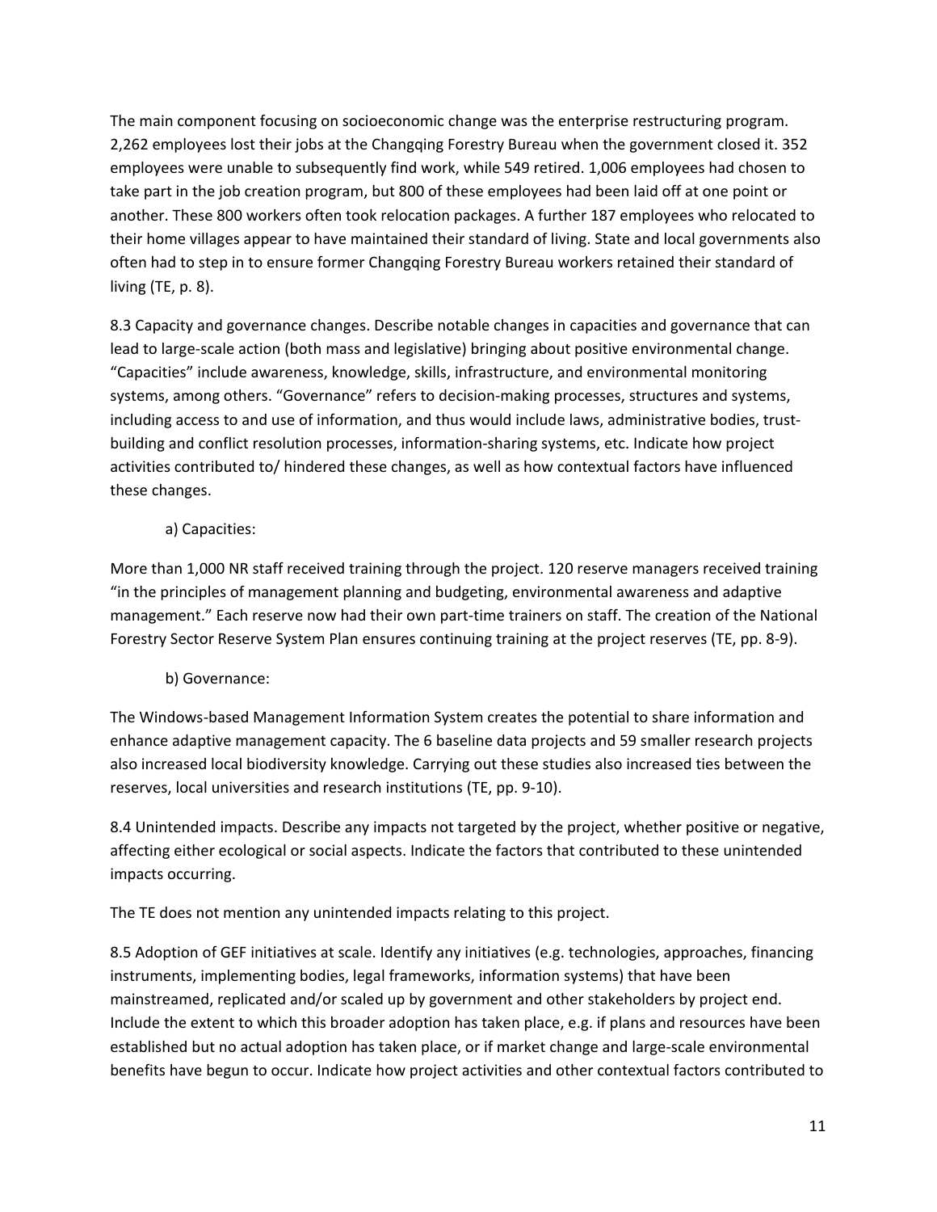The main component focusing on socioeconomic change was the enterprise restructuring program. 2,262 employees lost their jobs at the Changqing Forestry Bureau when the government closed it. 352 employees were unable to subsequently find work, while 549 retired. 1,006 employees had chosen to take part in the job creation program, but 800 of these employees had been laid off at one point or another. These 800 workers often took relocation packages. A further 187 employees who relocated to their home villages appear to have maintained their standard of living. State and local governments also often had to step in to ensure former Changqing Forestry Bureau workers retained their standard of living (TE, p. 8).

8.3 Capacity and governance changes. Describe notable changes in capacities and governance that can lead to large-scale action (both mass and legislative) bringing about positive environmental change. "Capacities" include awareness, knowledge, skills, infrastructure, and environmental monitoring systems, among others. "Governance" refers to decision-making processes, structures and systems, including access to and use of information, and thus would include laws, administrative bodies, trust-building and conflict resolution processes, information-sharing systems, etc. Indicate how project activities contributed to/ hindered these changes, as well as how contextual factors have influenced these changes.

a) Capacities:

More than 1,000 NR staff received training through the project. 120 reserve managers received training "in the principles of management planning and budgeting, environmental awareness and adaptive management." Each reserve now had their own part-time trainers on staff. The creation of the National Forestry Sector Reserve System Plan ensures continuing training at the project reserves (TE, pp. 8-9).

b) Governance:

The Windows-based Management Information System creates the potential to share information and enhance adaptive management capacity. The 6 baseline data projects and 59 smaller research projects also increased local biodiversity knowledge. Carrying out these studies also increased ties between the reserves, local universities and research institutions (TE, pp. 9-10).

8.4 Unintended impacts. Describe any impacts not targeted by the project, whether positive or negative, affecting either ecological or social aspects. Indicate the factors that contributed to these unintended impacts occurring.

The TE does not mention any unintended impacts relating to this project.

8.5 Adoption of GEF initiatives at scale. Identify any initiatives (e.g. technologies, approaches, financing instruments, implementing bodies, legal frameworks, information systems) that have been mainstreamed, replicated and/or scaled up by government and other stakeholders by project end. Include the extent to which this broader adoption has taken place, e.g. if plans and resources have been established but no actual adoption has taken place, or if market change and large-scale environmental benefits have begun to occur. Indicate how project activities and other contextual factors contributed to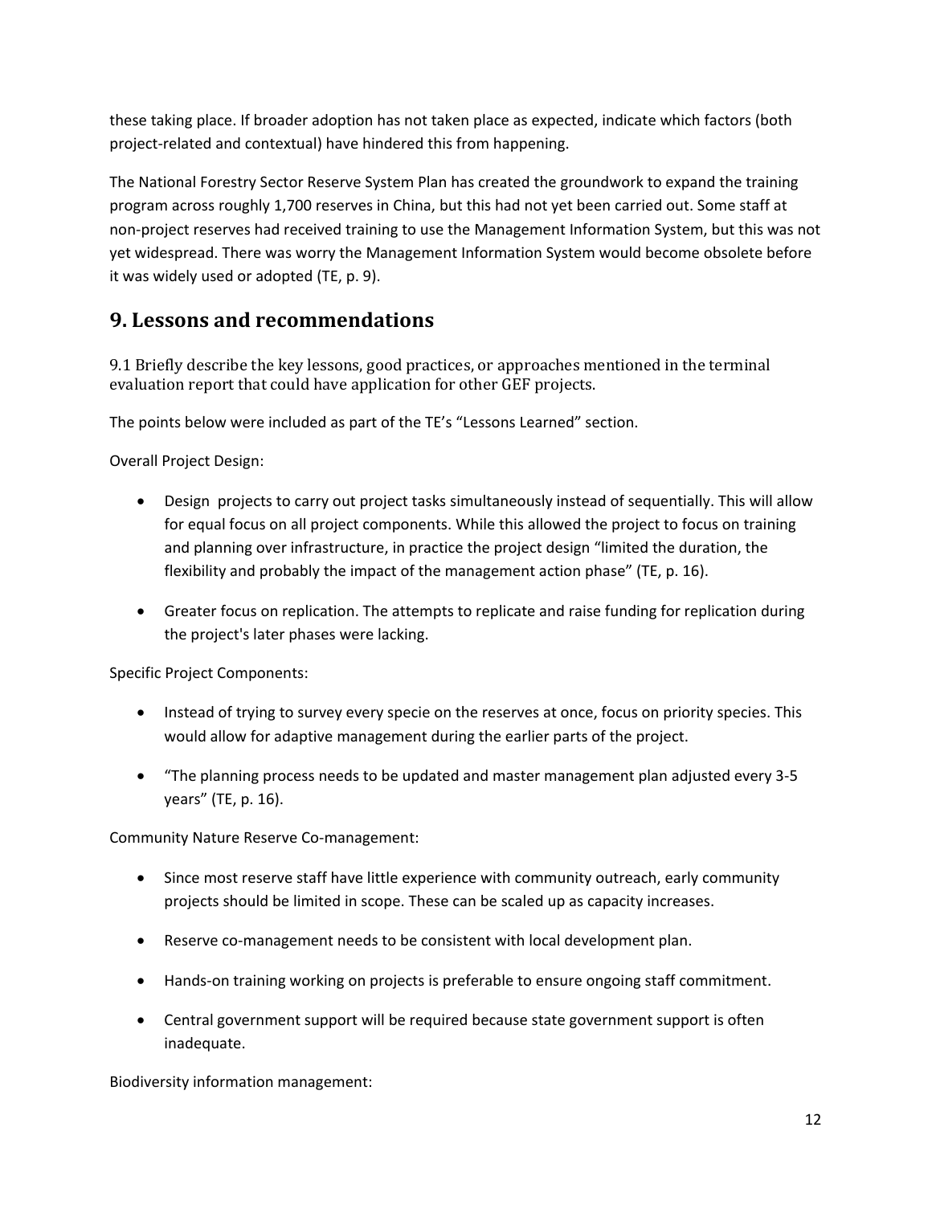these taking place. If broader adoption has not taken place as expected, indicate which factors (both project-related and contextual) have hindered this from happening.

The National Forestry Sector Reserve System Plan has created the groundwork to expand the training program across roughly 1,700 reserves in China, but this had not yet been carried out. Some staff at non-project reserves had received training to use the Management Information System, but this was not yet widespread. There was worry the Management Information System would become obsolete before it was widely used or adopted (TE, p. 9).

## 9. Lessons and recommendations

9.1 Briefly describe the key lessons, good practices, or approaches mentioned in the terminal evaluation report that could have application for other GEF projects.

The points below were included as part of the TE's "Lessons Learned" section.

Overall Project Design:

- Design projects to carry out project tasks simultaneously instead of sequentially. This will allow for equal focus on all project components. While this allowed the project to focus on training and planning over infrastructure, in practice the project design "limited the duration, the flexibility and probably the impact of the management action phase" (TE, p. 16).
- Greater focus on replication. The attempts to replicate and raise funding for replication during the project's later phases were lacking.

Specific Project Components:

- Instead of trying to survey every specie on the reserves at once, focus on priority species. This would allow for adaptive management during the earlier parts of the project.
- "The planning process needs to be updated and master management plan adjusted every 3-5 years" (TE, p. 16).

Community Nature Reserve Co-management:

- Since most reserve staff have little experience with community outreach, early community projects should be limited in scope. These can be scaled up as capacity increases.
- Reserve co-management needs to be consistent with local development plan.
- Hands-on training working on projects is preferable to ensure ongoing staff commitment.
- Central government support will be required because state government support is often inadequate.

Biodiversity information management: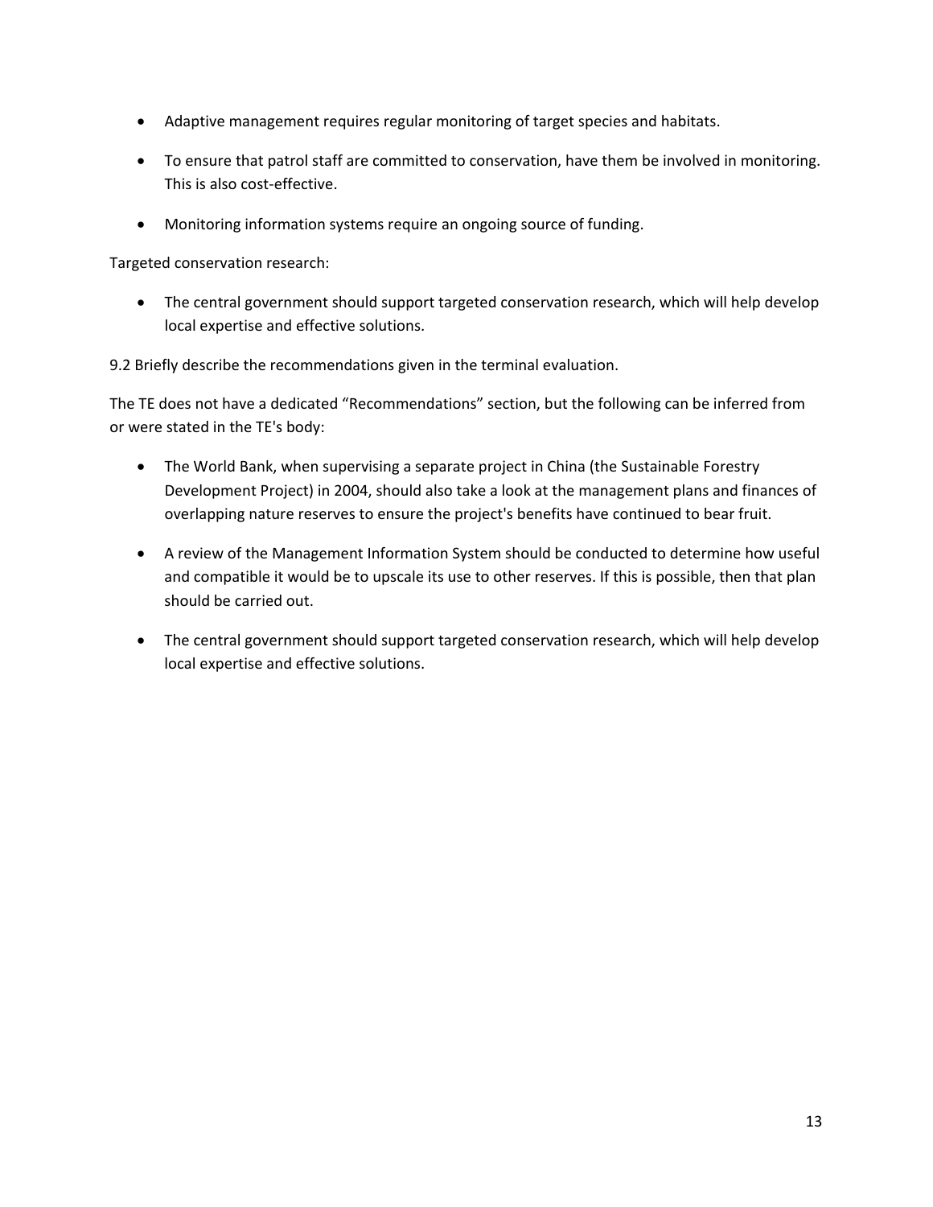- Adaptive management requires regular monitoring of target species and habitats.
- To ensure that patrol staff are committed to conservation, have them be involved in monitoring. This is also cost-effective.
- Monitoring information systems require an ongoing source of funding.

Targeted conservation research:

- The central government should support targeted conservation research, which will help develop local expertise and effective solutions.

9.2 Briefly describe the recommendations given in the terminal evaluation.

The TE does not have a dedicated "Recommendations" section, but the following can be inferred from or were stated in the TE's body:

- The World Bank, when supervising a separate project in China (the Sustainable Forestry Development Project) in 2004, should also take a look at the management plans and finances of overlapping nature reserves to ensure the project's benefits have continued to bear fruit.
- A review of the Management Information System should be conducted to determine how useful and compatible it would be to upscale its use to other reserves. If this is possible, then that plan should be carried out.
- The central government should support targeted conservation research, which will help develop local expertise and effective solutions.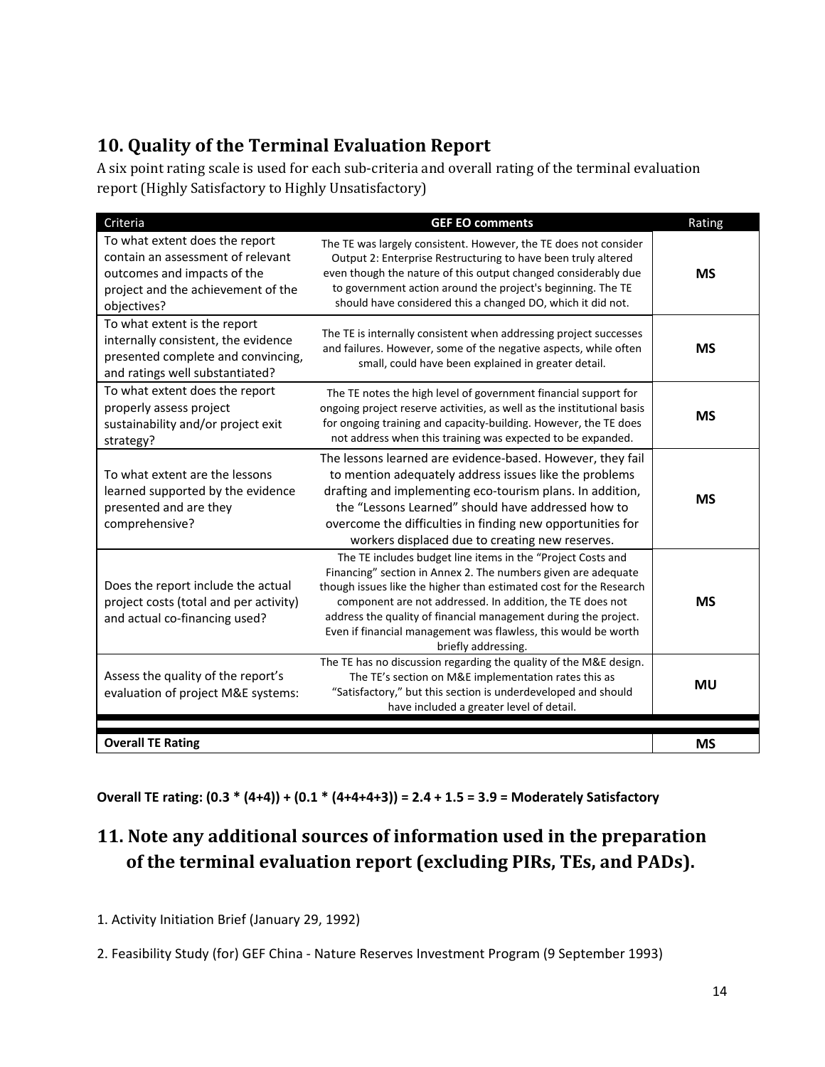## 10. Quality of the Terminal Evaluation Report

A six point rating scale is used for each sub-criteria and overall rating of the terminal evaluation report (Highly Satisfactory to Highly Unsatisfactory)

| Criteria | GEF EO comments | Rating |
|---|---|---|
| To what extent does the report contain an assessment of relevant outcomes and impacts of the project and the achievement of the objectives? | The TE was largely consistent. However, the TE does not consider Output 2: Enterprise Restructuring to have been truly altered even though the nature of this output changed considerably due to government action around the project's beginning. The TE should have considered this a changed DO, which it did not. | **MS** |
| To what extent is the report internally consistent, the evidence presented complete and convincing, and ratings well substantiated? | The TE is internally consistent when addressing project successes and failures. However, some of the negative aspects, while often small, could have been explained in greater detail. | **MS** |
| To what extent does the report properly assess project sustainability and/or project exit strategy? | The TE notes the high level of government financial support for ongoing project reserve activities, as well as the institutional basis for ongoing training and capacity-building. However, the TE does not address when this training was expected to be expanded. | **MS** |
| To what extent are the lessons learned supported by the evidence presented and are they comprehensive? | The lessons learned are evidence-based. However, they fail to mention adequately address issues like the problems drafting and implementing eco-tourism plans. In addition, the "Lessons Learned" should have addressed how to overcome the difficulties in finding new opportunities for workers displaced due to creating new reserves. | **MS** |
| Does the report include the actual project costs (total and per activity) and actual co-financing used? | The TE includes budget line items in the "Project Costs and Financing" section in Annex 2. The numbers given are adequate though issues like the higher than estimated cost for the Research component are not addressed. In addition, the TE does not address the quality of financial management during the project. Even if financial management was flawless, this would be worth briefly addressing. | **MS** |
| Assess the quality of the report's evaluation of project M&E systems: | The TE has no discussion regarding the quality of the M&E design. The TE's section on M&E implementation rates this as "Satisfactory," but this section is underdeveloped and should have included a greater level of detail. | **MU** |
| **Overall TE Rating** | | **MS** |

**Overall TE rating: (0.3 * (4+4)) + (0.1 * (4+4+4+3)) = 2.4 + 1.5 = 3.9 = Moderately Satisfactory**

## 11. Note any additional sources of information used in the preparation of the terminal evaluation report (excluding PIRs, TEs, and PADs).

1. Activity Initiation Brief (January 29, 1992)

2. Feasibility Study (for) GEF China - Nature Reserves Investment Program (9 September 1993)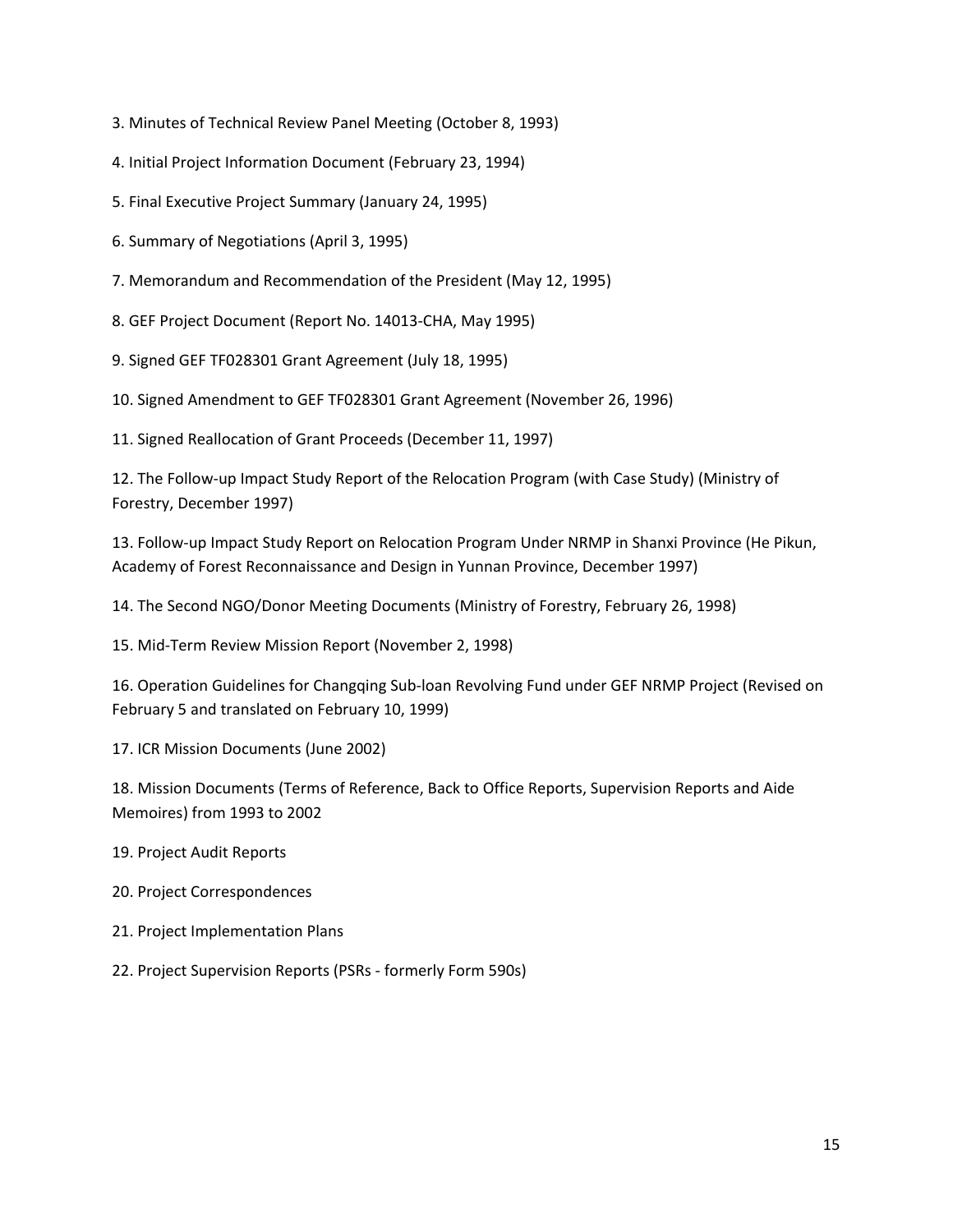3. Minutes of Technical Review Panel Meeting (October 8, 1993)

4. Initial Project Information Document (February 23, 1994)

5. Final Executive Project Summary (January 24, 1995)

6. Summary of Negotiations (April 3, 1995)

7. Memorandum and Recommendation of the President (May 12, 1995)

8. GEF Project Document (Report No. 14013-CHA, May 1995)

9. Signed GEF TF028301 Grant Agreement (July 18, 1995)

10. Signed Amendment to GEF TF028301 Grant Agreement (November 26, 1996)

11. Signed Reallocation of Grant Proceeds (December 11, 1997)

12. The Follow-up Impact Study Report of the Relocation Program (with Case Study) (Ministry of Forestry, December 1997)

13. Follow-up Impact Study Report on Relocation Program Under NRMP in Shanxi Province (He Pikun, Academy of Forest Reconnaissance and Design in Yunnan Province, December 1997)

14. The Second NGO/Donor Meeting Documents (Ministry of Forestry, February 26, 1998)

15. Mid-Term Review Mission Report (November 2, 1998)

16. Operation Guidelines for Changqing Sub-loan Revolving Fund under GEF NRMP Project (Revised on February 5 and translated on February 10, 1999)

17. ICR Mission Documents (June 2002)

18. Mission Documents (Terms of Reference, Back to Office Reports, Supervision Reports and Aide Memoires) from 1993 to 2002

19. Project Audit Reports

20. Project Correspondences

21. Project Implementation Plans

22. Project Supervision Reports (PSRs - formerly Form 590s)